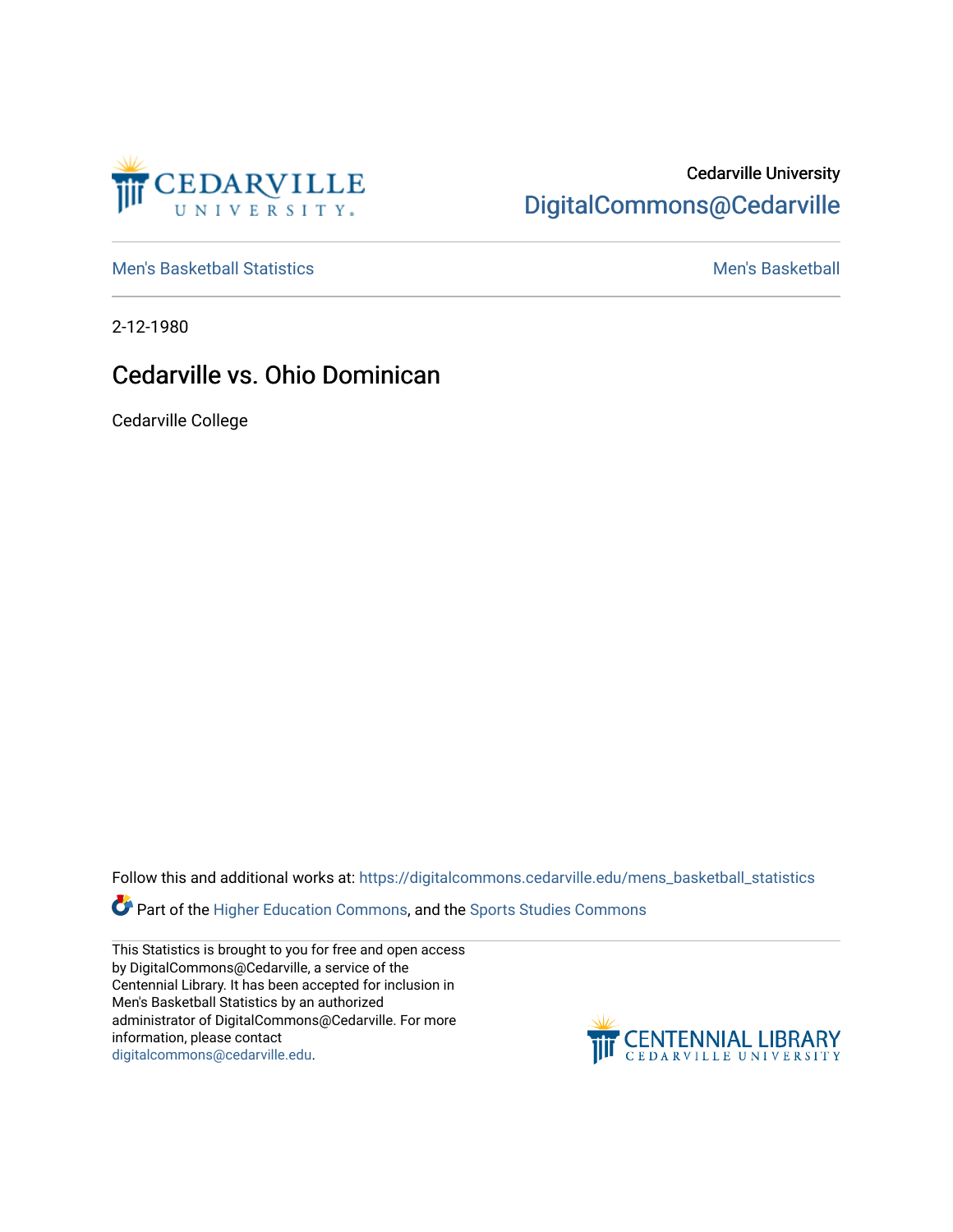Cedarville University

DigitalCommons@Cedarville

Men's Basketball Statistics

Men's Basketball

2-12-1980

# Cedarville vs. Ohio Dominican

Cedarville College

Follow this and additional works at: https://digitalcommons.cedarville.edu/mens_basketball_statistics

Part of the Higher Education Commons, and the Sports Studies Commons

This Statistics is brought to you for free and open access by DigitalCommons@Cedarville, a service of the Centennial Library. It has been accepted for inclusion in Men's Basketball Statistics by an authorized administrator of DigitalCommons@Cedarville. For more information, please contact digitalcommons@cedarville.edu.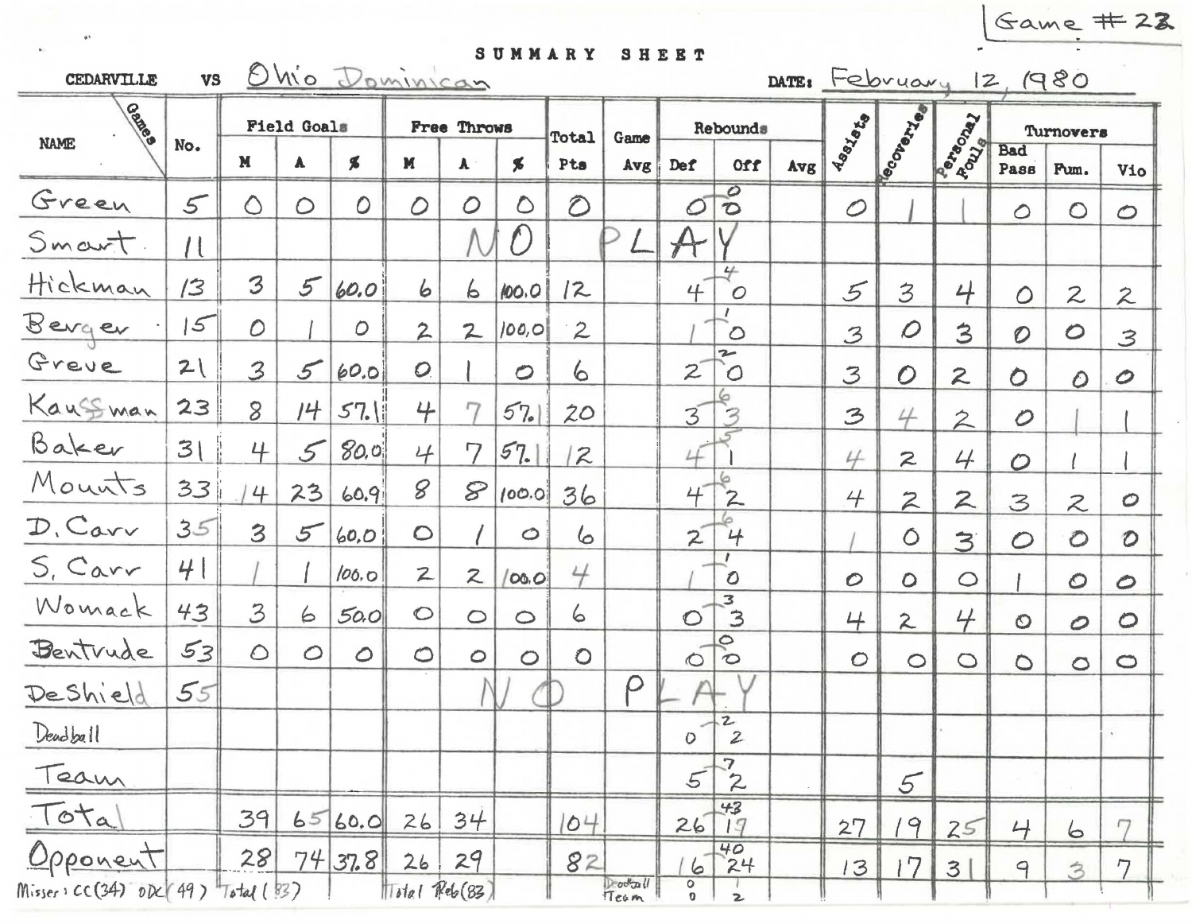Game #23

**SUMMARY SHEET**

**CEDARVILLE** VS Ohio Dominican DATE: February 12, 1980

| NAME | No. | Field Goals M | Field Goals A | Field Goals % | Free Throws M | Free Throws A | Free Throws % | Total Pts | Game Avg | Rebounds Def | Rebounds Off | Rebounds Avg | Assists | Recoveries | Personal Fouls | Turnovers Bad Pass | Turnovers Fum. | Turnovers Vio |
|---|---|---|---|---|---|---|---|---|---|---|---|---|---|---|---|---|---|---|
| Green | 5 | 0 | 0 | 0 | 0 | 0 | 0 | 0 | | 0 | 0 (0) | | 0 | 1 | 1 | 0 | 0 | 0 |
| Smart | 11 | | | | | NO | | PLAY | | | | | | | | | | |
| Hickman | 13 | 3 | 5 | 60.0 | 6 | 6 | 100.0 | 12 | | 4 | 0 (4) | | 5 | 3 | 4 | 0 | 2 | 2 |
| Berger | 15 | 0 | 1 | 0 | 2 | 2 | 100.0 | 2 | | 1 | 0 (1) | | 3 | 0 | 3 | 0 | 0 | 3 |
| Greve | 21 | 3 | 5 | 60.0 | 0 | 1 | 0 | 6 | | 2 | 0 (2) | | 3 | 0 | 2 | 0 | 0 | 0 |
| Kauffman | 23 | 8 | 14 | 57.1 | 4 | 7 | 57.1 | 20 | | 3 | 3 (6) | | 3 | 4 | 2 | 0 | 1 | 1 |
| Baker | 31 | 4 | 5 | 80.0 | 4 | 7 | 57.1 | 12 | | 4 | 1 (5) | | 4 | 2 | 4 | 0 | 1 | 1 |
| Mounts | 33 | 14 | 23 | 60.9 | 8 | 8 | 100.0 | 36 | | 4 | 2 (6) | | 4 | 2 | 2 | 3 | 2 | 0 |
| D. Carr | 35 | 3 | 5 | 60.0 | 0 | 1 | 0 | 6 | | 2 | 4 (6) | | 1 | 0 | 3 | 0 | 0 | 0 |
| S. Carr | 41 | 1 | 1 | 100.0 | 2 | 2 | 100.0 | 4 | | 1 | 0 (1) | | 0 | 0 | 0 | 1 | 0 | 0 |
| Womack | 43 | 3 | 6 | 50.0 | 0 | 0 | 0 | 6 | | 0 | 3 (3) | | 4 | 2 | 4 | 0 | 0 | 0 |
| Bentrude | 53 | 0 | 0 | 0 | 0 | 0 | 0 | 0 | | 0 | 0 (0) | | 0 | 0 | 0 | 0 | 0 | 0 |
| DeShield | 55 | | | | | NO | | PLAY | | | | | | | | | | |
| Deadball | | | | | | | | | | 0 | 2 (2) | | | | | | | |
| Team | | | | | | | | | | 5 | 2 (7) | | | 5 | | | | |
| Total | | 39 | 65 | 60.0 | 26 | 34 | | 104 | | 26 | 17 (43) | | 27 | 19 | 25 | 4 | 6 | 7 |
| Opponent | | 28 | 74 | 37.8 | 26 | 29 | | 82 | | 16 | 24 (40) | | 13 | 17 | 31 | 9 | 3 | 7 |

Misses: CC(34) ODC(49) Total (83) Total Reb (83) Deadball Team 0 0 1 2